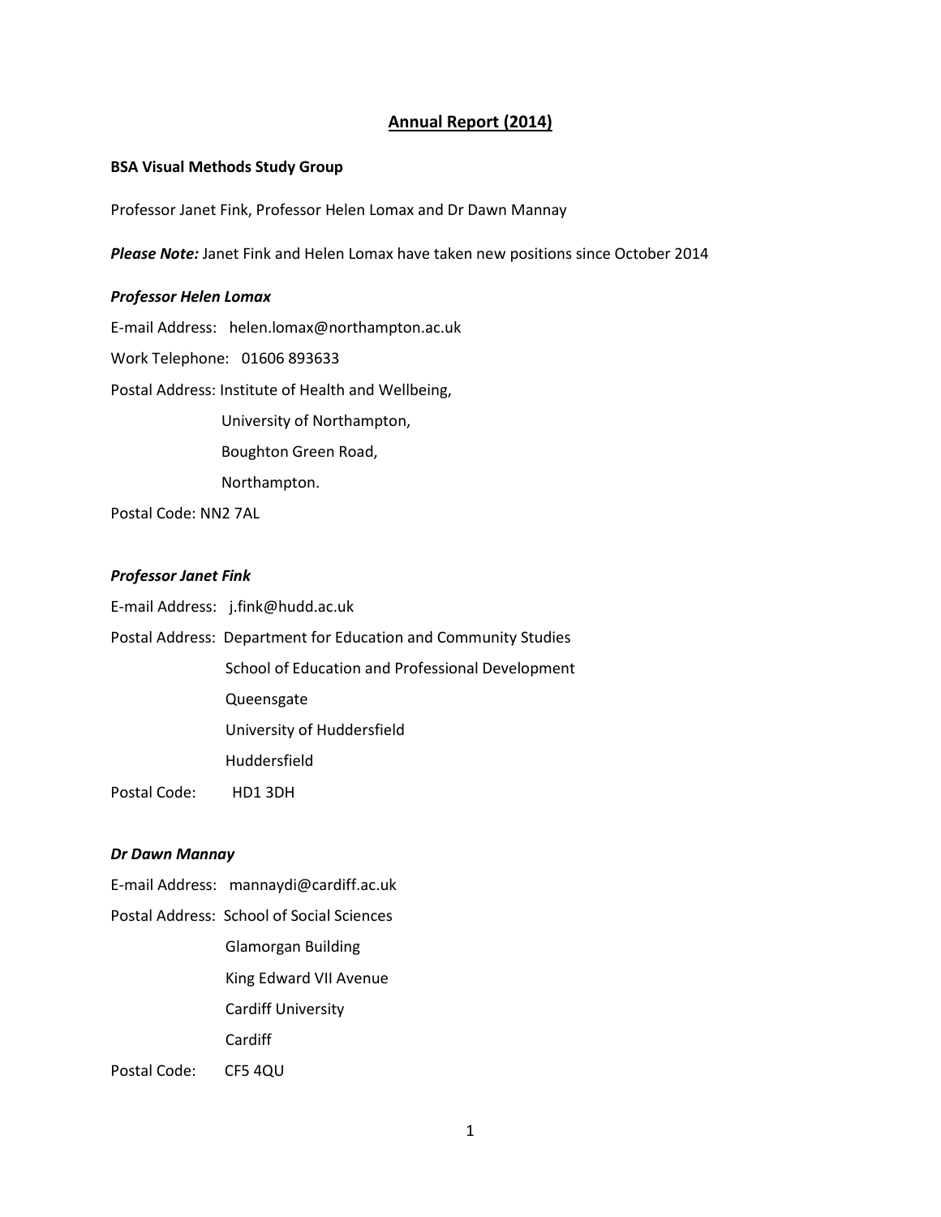# Annual Report (2014)

**BSA Visual Methods Study Group**

Professor Janet Fink, Professor Helen Lomax and Dr Dawn Mannay

***Please Note:*** Janet Fink and Helen Lomax have taken new positions since October 2014

***Professor Helen Lomax***

E-mail Address: helen.lomax@northampton.ac.uk

Work Telephone: 01606 893633

Postal Address: Institute of Health and Wellbeing,
University of Northampton,
Boughton Green Road,
Northampton.

Postal Code: NN2 7AL

***Professor Janet Fink***

E-mail Address: j.fink@hudd.ac.uk

Postal Address: Department for Education and Community Studies
School of Education and Professional Development
Queensgate
University of Huddersfield
Huddersfield

Postal Code: HD1 3DH

***Dr Dawn Mannay***

E-mail Address: mannaydi@cardiff.ac.uk

Postal Address: School of Social Sciences
Glamorgan Building
King Edward VII Avenue
Cardiff University
Cardiff

Postal Code: CF5 4QU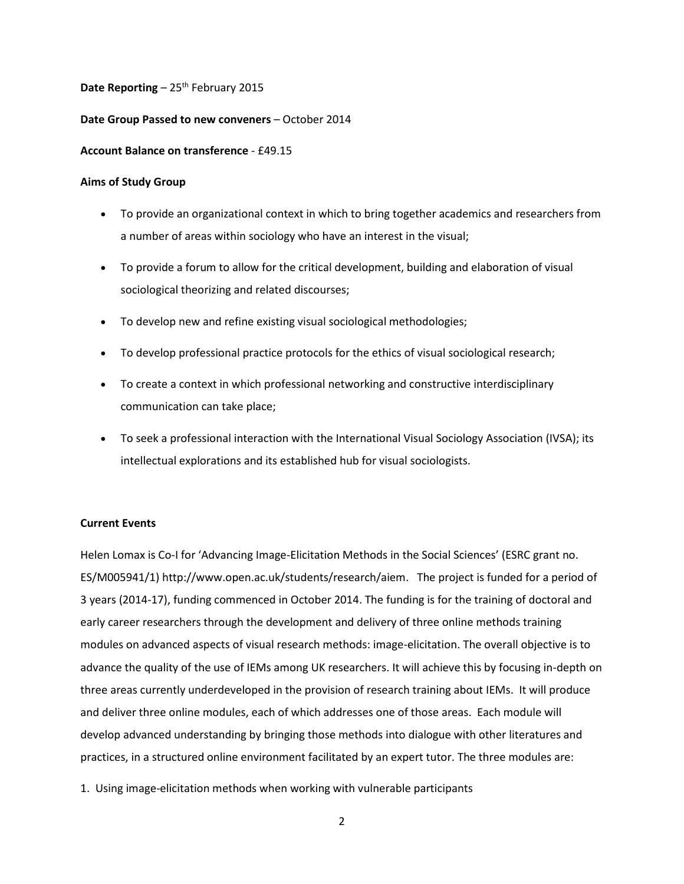**Date Reporting** – 25th February 2015

**Date Group Passed to new conveners** – October 2014

**Account Balance on transference** - £49.15

**Aims of Study Group**

- To provide an organizational context in which to bring together academics and researchers from a number of areas within sociology who have an interest in the visual;
- To provide a forum to allow for the critical development, building and elaboration of visual sociological theorizing and related discourses;
- To develop new and refine existing visual sociological methodologies;
- To develop professional practice protocols for the ethics of visual sociological research;
- To create a context in which professional networking and constructive interdisciplinary communication can take place;
- To seek a professional interaction with the International Visual Sociology Association (IVSA); its intellectual explorations and its established hub for visual sociologists.

**Current Events**

Helen Lomax is Co-I for 'Advancing Image-Elicitation Methods in the Social Sciences' (ESRC grant no. ES/M005941/1) http://www.open.ac.uk/students/research/aiem. The project is funded for a period of 3 years (2014-17), funding commenced in October 2014. The funding is for the training of doctoral and early career researchers through the development and delivery of three online methods training modules on advanced aspects of visual research methods: image-elicitation. The overall objective is to advance the quality of the use of IEMs among UK researchers. It will achieve this by focusing in-depth on three areas currently underdeveloped in the provision of research training about IEMs. It will produce and deliver three online modules, each of which addresses one of those areas. Each module will develop advanced understanding by bringing those methods into dialogue with other literatures and practices, in a structured online environment facilitated by an expert tutor. The three modules are:

1. Using image-elicitation methods when working with vulnerable participants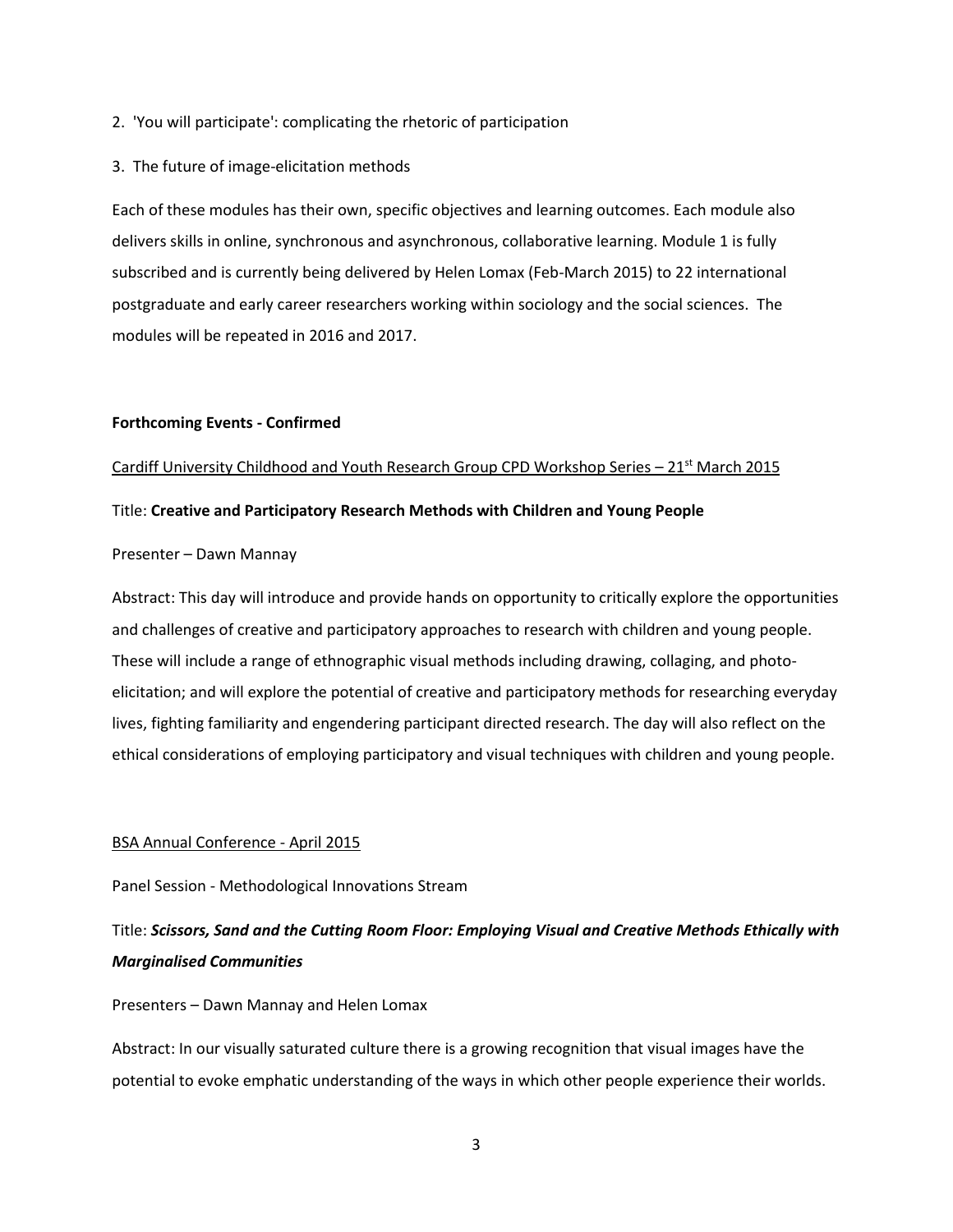2. 'You will participate': complicating the rhetoric of participation

3. The future of image-elicitation methods

Each of these modules has their own, specific objectives and learning outcomes. Each module also delivers skills in online, synchronous and asynchronous, collaborative learning. Module 1 is fully subscribed and is currently being delivered by Helen Lomax (Feb-March 2015) to 22 international postgraduate and early career researchers working within sociology and the social sciences. The modules will be repeated in 2016 and 2017.

**Forthcoming Events - Confirmed**

<u>Cardiff University Childhood and Youth Research Group CPD Workshop Series – 21st March 2015</u>

Title: **Creative and Participatory Research Methods with Children and Young People**

Presenter – Dawn Mannay

Abstract: This day will introduce and provide hands on opportunity to critically explore the opportunities and challenges of creative and participatory approaches to research with children and young people. These will include a range of ethnographic visual methods including drawing, collaging, and photo-elicitation; and will explore the potential of creative and participatory methods for researching everyday lives, fighting familiarity and engendering participant directed research. The day will also reflect on the ethical considerations of employing participatory and visual techniques with children and young people.

<u>BSA Annual Conference - April 2015</u>

Panel Session - Methodological Innovations Stream

Title: ***Scissors, Sand and the Cutting Room Floor: Employing Visual and Creative Methods Ethically with Marginalised Communities***

Presenters – Dawn Mannay and Helen Lomax

Abstract: In our visually saturated culture there is a growing recognition that visual images have the potential to evoke emphatic understanding of the ways in which other people experience their worlds.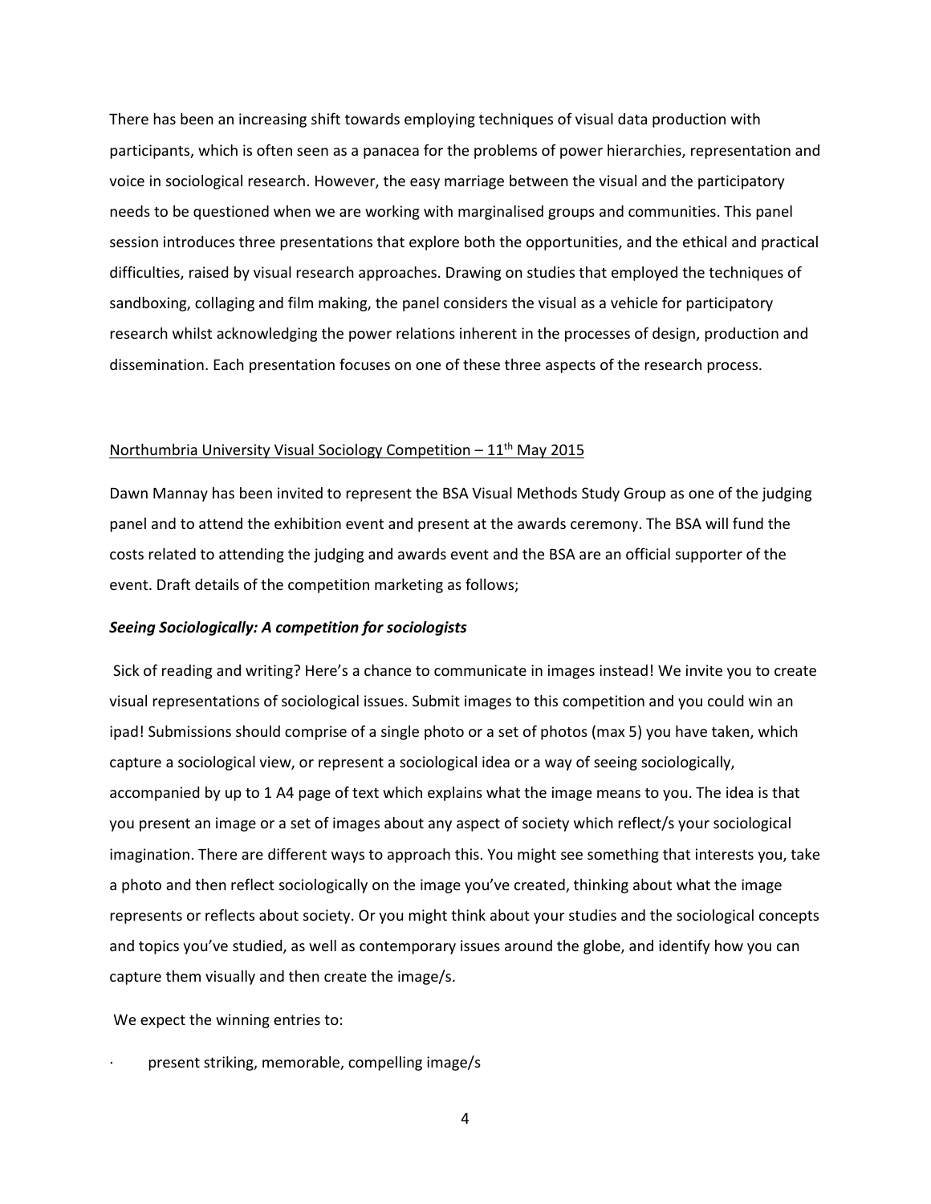There has been an increasing shift towards employing techniques of visual data production with participants, which is often seen as a panacea for the problems of power hierarchies, representation and voice in sociological research. However, the easy marriage between the visual and the participatory needs to be questioned when we are working with marginalised groups and communities. This panel session introduces three presentations that explore both the opportunities, and the ethical and practical difficulties, raised by visual research approaches. Drawing on studies that employed the techniques of sandboxing, collaging and film making, the panel considers the visual as a vehicle for participatory research whilst acknowledging the power relations inherent in the processes of design, production and dissemination. Each presentation focuses on one of these three aspects of the research process.

<u>Northumbria University Visual Sociology Competition – 11th May 2015</u>

Dawn Mannay has been invited to represent the BSA Visual Methods Study Group as one of the judging panel and to attend the exhibition event and present at the awards ceremony. The BSA will fund the costs related to attending the judging and awards event and the BSA are an official supporter of the event. Draft details of the competition marketing as follows;

***Seeing Sociologically: A competition for sociologists***

Sick of reading and writing? Here's a chance to communicate in images instead! We invite you to create visual representations of sociological issues. Submit images to this competition and you could win an ipad! Submissions should comprise of a single photo or a set of photos (max 5) you have taken, which capture a sociological view, or represent a sociological idea or a way of seeing sociologically, accompanied by up to 1 A4 page of text which explains what the image means to you. The idea is that you present an image or a set of images about any aspect of society which reflect/s your sociological imagination. There are different ways to approach this. You might see something that interests you, take a photo and then reflect sociologically on the image you've created, thinking about what the image represents or reflects about society. Or you might think about your studies and the sociological concepts and topics you've studied, as well as contemporary issues around the globe, and identify how you can capture them visually and then create the image/s.

We expect the winning entries to:

- present striking, memorable, compelling image/s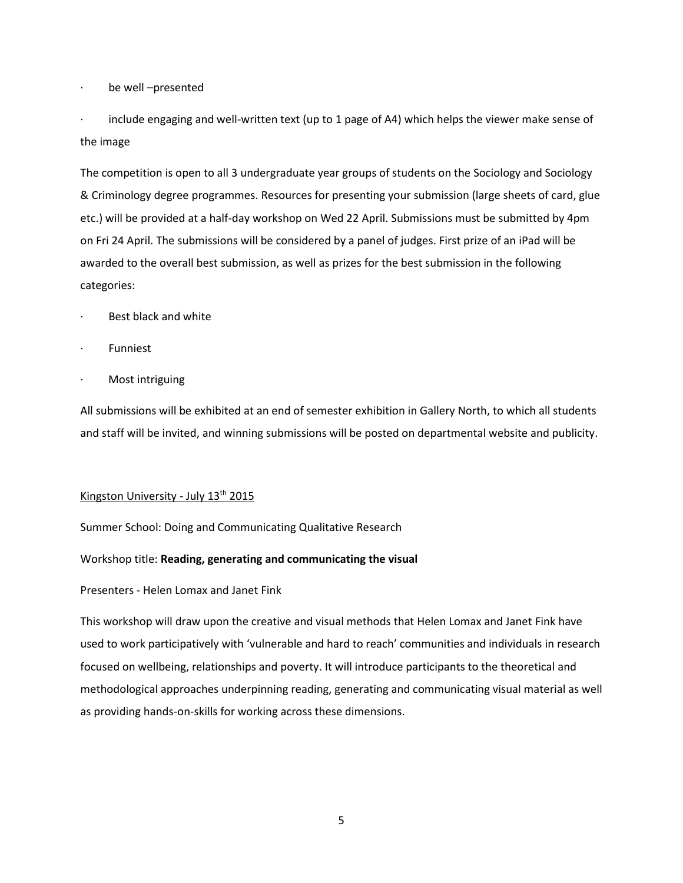- be well –presented
- include engaging and well-written text (up to 1 page of A4) which helps the viewer make sense of the image

The competition is open to all 3 undergraduate year groups of students on the Sociology and Sociology & Criminology degree programmes. Resources for presenting your submission (large sheets of card, glue etc.) will be provided at a half-day workshop on Wed 22 April. Submissions must be submitted by 4pm on Fri 24 April. The submissions will be considered by a panel of judges. First prize of an iPad will be awarded to the overall best submission, as well as prizes for the best submission in the following categories:

- Best black and white
- Funniest
- Most intriguing

All submissions will be exhibited at an end of semester exhibition in Gallery North, to which all students and staff will be invited, and winning submissions will be posted on departmental website and publicity.

<u>Kingston University - July 13th 2015</u>

Summer School: Doing and Communicating Qualitative Research

Workshop title: **Reading, generating and communicating the visual**

Presenters - Helen Lomax and Janet Fink

This workshop will draw upon the creative and visual methods that Helen Lomax and Janet Fink have used to work participatively with 'vulnerable and hard to reach' communities and individuals in research focused on wellbeing, relationships and poverty. It will introduce participants to the theoretical and methodological approaches underpinning reading, generating and communicating visual material as well as providing hands-on-skills for working across these dimensions.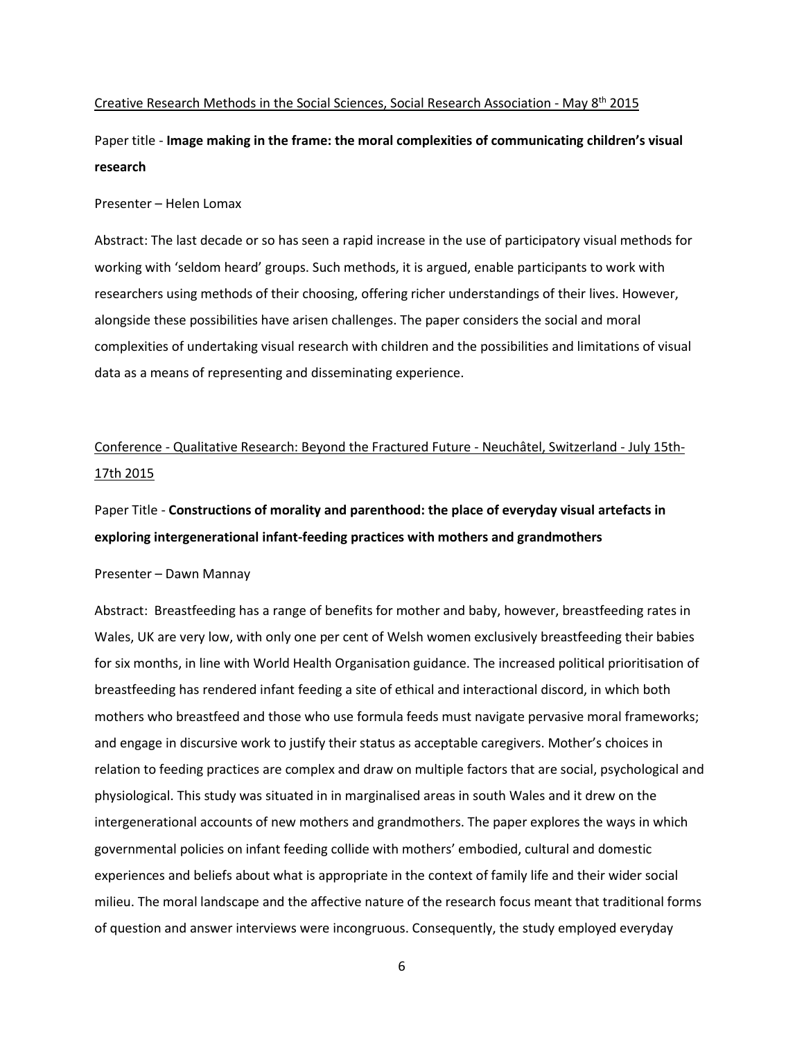Creative Research Methods in the Social Sciences, Social Research Association - May 8th 2015

Paper title - **Image making in the frame: the moral complexities of communicating children's visual research**

Presenter – Helen Lomax

Abstract: The last decade or so has seen a rapid increase in the use of participatory visual methods for working with 'seldom heard' groups. Such methods, it is argued, enable participants to work with researchers using methods of their choosing, offering richer understandings of their lives. However, alongside these possibilities have arisen challenges. The paper considers the social and moral complexities of undertaking visual research with children and the possibilities and limitations of visual data as a means of representing and disseminating experience.

Conference - Qualitative Research: Beyond the Fractured Future - Neuchâtel, Switzerland - July 15th-17th 2015

Paper Title - **Constructions of morality and parenthood: the place of everyday visual artefacts in exploring intergenerational infant-feeding practices with mothers and grandmothers**

Presenter – Dawn Mannay

Abstract: Breastfeeding has a range of benefits for mother and baby, however, breastfeeding rates in Wales, UK are very low, with only one per cent of Welsh women exclusively breastfeeding their babies for six months, in line with World Health Organisation guidance. The increased political prioritisation of breastfeeding has rendered infant feeding a site of ethical and interactional discord, in which both mothers who breastfeed and those who use formula feeds must navigate pervasive moral frameworks; and engage in discursive work to justify their status as acceptable caregivers. Mother's choices in relation to feeding practices are complex and draw on multiple factors that are social, psychological and physiological. This study was situated in in marginalised areas in south Wales and it drew on the intergenerational accounts of new mothers and grandmothers. The paper explores the ways in which governmental policies on infant feeding collide with mothers' embodied, cultural and domestic experiences and beliefs about what is appropriate in the context of family life and their wider social milieu. The moral landscape and the affective nature of the research focus meant that traditional forms of question and answer interviews were incongruous. Consequently, the study employed everyday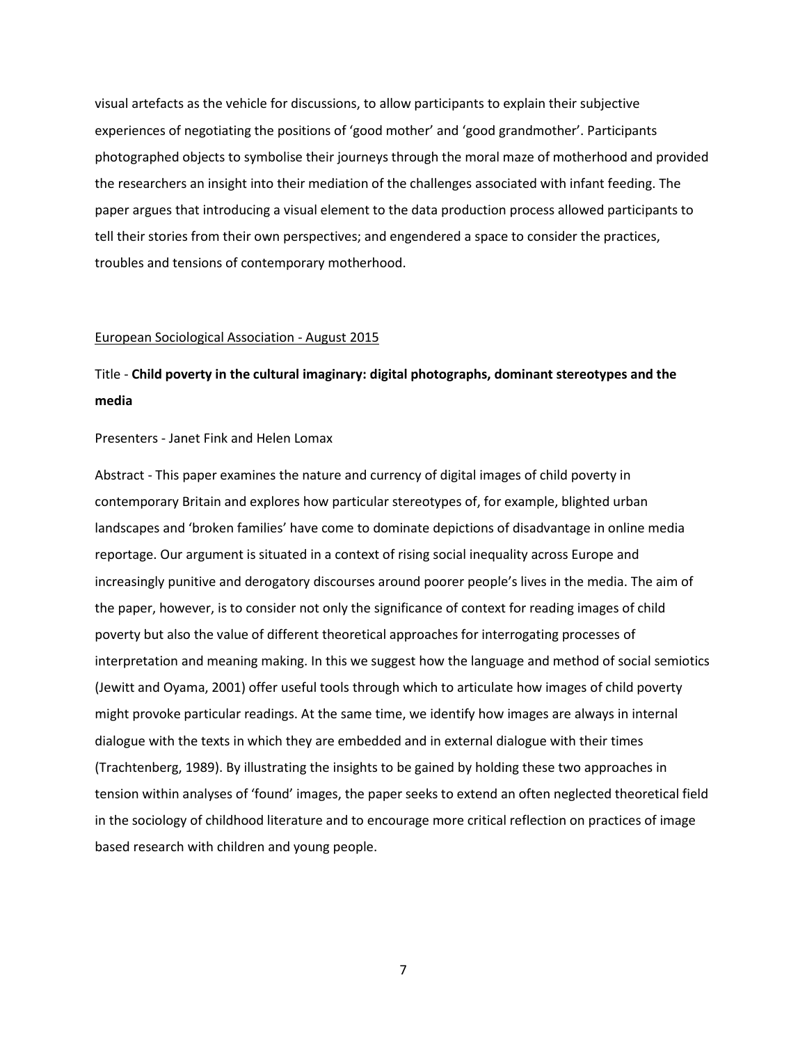visual artefacts as the vehicle for discussions, to allow participants to explain their subjective experiences of negotiating the positions of 'good mother' and 'good grandmother'. Participants photographed objects to symbolise their journeys through the moral maze of motherhood and provided the researchers an insight into their mediation of the challenges associated with infant feeding. The paper argues that introducing a visual element to the data production process allowed participants to tell their stories from their own perspectives; and engendered a space to consider the practices, troubles and tensions of contemporary motherhood.

<u>European Sociological Association - August 2015</u>

Title - **Child poverty in the cultural imaginary: digital photographs, dominant stereotypes and the media**

Presenters - Janet Fink and Helen Lomax

Abstract - This paper examines the nature and currency of digital images of child poverty in contemporary Britain and explores how particular stereotypes of, for example, blighted urban landscapes and 'broken families' have come to dominate depictions of disadvantage in online media reportage. Our argument is situated in a context of rising social inequality across Europe and increasingly punitive and derogatory discourses around poorer people's lives in the media. The aim of the paper, however, is to consider not only the significance of context for reading images of child poverty but also the value of different theoretical approaches for interrogating processes of interpretation and meaning making. In this we suggest how the language and method of social semiotics (Jewitt and Oyama, 2001) offer useful tools through which to articulate how images of child poverty might provoke particular readings. At the same time, we identify how images are always in internal dialogue with the texts in which they are embedded and in external dialogue with their times (Trachtenberg, 1989). By illustrating the insights to be gained by holding these two approaches in tension within analyses of 'found' images, the paper seeks to extend an often neglected theoretical field in the sociology of childhood literature and to encourage more critical reflection on practices of image based research with children and young people.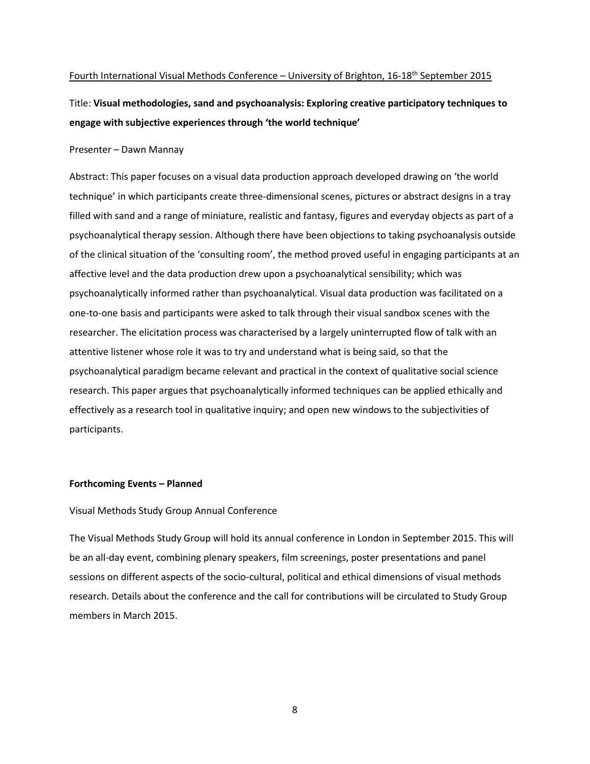Fourth International Visual Methods Conference – University of Brighton, 16-18th September 2015

Title: **Visual methodologies, sand and psychoanalysis: Exploring creative participatory techniques to engage with subjective experiences through 'the world technique'**

Presenter – Dawn Mannay

Abstract: This paper focuses on a visual data production approach developed drawing on 'the world technique' in which participants create three-dimensional scenes, pictures or abstract designs in a tray filled with sand and a range of miniature, realistic and fantasy, figures and everyday objects as part of a psychoanalytical therapy session. Although there have been objections to taking psychoanalysis outside of the clinical situation of the 'consulting room', the method proved useful in engaging participants at an affective level and the data production drew upon a psychoanalytical sensibility; which was psychoanalytically informed rather than psychoanalytical. Visual data production was facilitated on a one-to-one basis and participants were asked to talk through their visual sandbox scenes with the researcher. The elicitation process was characterised by a largely uninterrupted flow of talk with an attentive listener whose role it was to try and understand what is being said, so that the psychoanalytical paradigm became relevant and practical in the context of qualitative social science research. This paper argues that psychoanalytically informed techniques can be applied ethically and effectively as a research tool in qualitative inquiry; and open new windows to the subjectivities of participants.

**Forthcoming Events – Planned**

Visual Methods Study Group Annual Conference

The Visual Methods Study Group will hold its annual conference in London in September 2015. This will be an all-day event, combining plenary speakers, film screenings, poster presentations and panel sessions on different aspects of the socio-cultural, political and ethical dimensions of visual methods research. Details about the conference and the call for contributions will be circulated to Study Group members in March 2015.